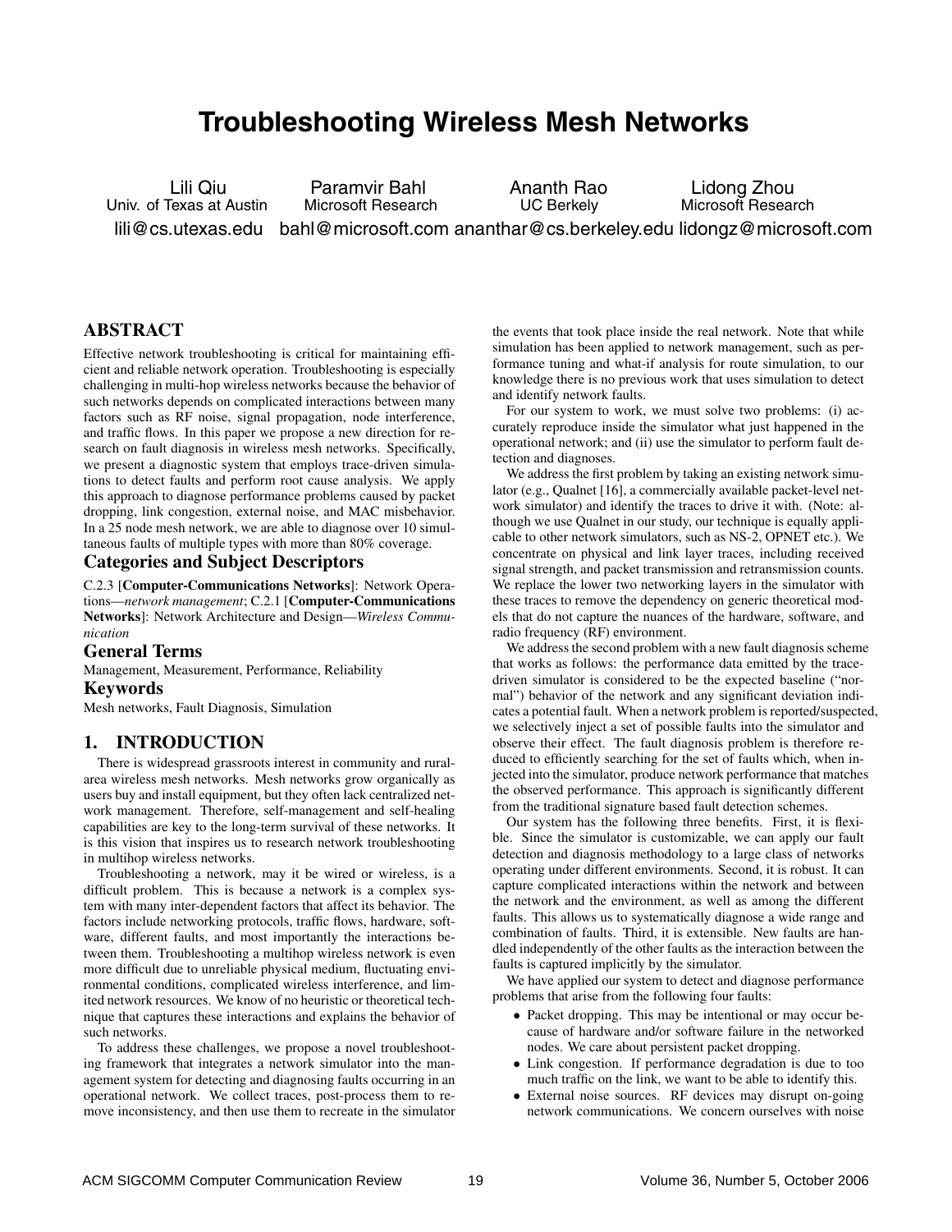# Troubleshooting Wireless Mesh Networks

Lili Qiu
Univ. of Texas at Austin
lili@cs.utexas.edu

Paramvir Bahl
Microsoft Research
bahl@microsoft.com

Ananth Rao
UC Berkely
ananthar@cs.berkeley.edu

Lidong Zhou
Microsoft Research
lidongz@microsoft.com

## ABSTRACT

Effective network troubleshooting is critical for maintaining efficient and reliable network operation. Troubleshooting is especially challenging in multi-hop wireless networks because the behavior of such networks depends on complicated interactions between many factors such as RF noise, signal propagation, node interference, and traffic flows. In this paper we propose a new direction for research on fault diagnosis in wireless mesh networks. Specifically, we present a diagnostic system that employs trace-driven simulations to detect faults and perform root cause analysis. We apply this approach to diagnose performance problems caused by packet dropping, link congestion, external noise, and MAC misbehavior. In a 25 node mesh network, we are able to diagnose over 10 simultaneous faults of multiple types with more than 80% coverage.

### Categories and Subject Descriptors

C.2.3 [**Computer-Communications Networks**]: Network Operations—*network management*; C.2.1 [**Computer-Communications Networks**]: Network Architecture and Design—*Wireless Communication*

### General Terms

Management, Measurement, Performance, Reliability

### Keywords

Mesh networks, Fault Diagnosis, Simulation

## 1. INTRODUCTION

There is widespread grassroots interest in community and rural-area wireless mesh networks. Mesh networks grow organically as users buy and install equipment, but they often lack centralized network management. Therefore, self-management and self-healing capabilities are key to the long-term survival of these networks. It is this vision that inspires us to research network troubleshooting in multihop wireless networks.

Troubleshooting a network, may it be wired or wireless, is a difficult problem. This is because a network is a complex system with many inter-dependent factors that affect its behavior. The factors include networking protocols, traffic flows, hardware, software, different faults, and most importantly the interactions between them. Troubleshooting a multihop wireless network is even more difficult due to unreliable physical medium, fluctuating environmental conditions, complicated wireless interference, and limited network resources. We know of no heuristic or theoretical technique that captures these interactions and explains the behavior of such networks.

To address these challenges, we propose a novel troubleshooting framework that integrates a network simulator into the management system for detecting and diagnosing faults occurring in an operational network. We collect traces, post-process them to remove inconsistency, and then use them to recreate in the simulator the events that took place inside the real network. Note that while simulation has been applied to network management, such as performance tuning and what-if analysis for route simulation, to our knowledge there is no previous work that uses simulation to detect and identify network faults.

For our system to work, we must solve two problems: (i) accurately reproduce inside the simulator what just happened in the operational network; and (ii) use the simulator to perform fault detection and diagnoses.

We address the first problem by taking an existing network simulator (e.g., Qualnet [16], a commercially available packet-level network simulator) and identify the traces to drive it with. (Note: although we use Qualnet in our study, our technique is equally applicable to other network simulators, such as NS-2, OPNET etc.). We concentrate on physical and link layer traces, including received signal strength, and packet transmission and retransmission counts. We replace the lower two networking layers in the simulator with these traces to remove the dependency on generic theoretical models that do not capture the nuances of the hardware, software, and radio frequency (RF) environment.

We address the second problem with a new fault diagnosis scheme that works as follows: the performance data emitted by the trace-driven simulator is considered to be the expected baseline ("normal") behavior of the network and any significant deviation indicates a potential fault. When a network problem is reported/suspected, we selectively inject a set of possible faults into the simulator and observe their effect. The fault diagnosis problem is therefore reduced to efficiently searching for the set of faults which, when injected into the simulator, produce network performance that matches the observed performance. This approach is significantly different from the traditional signature based fault detection schemes.

Our system has the following three benefits. First, it is flexible. Since the simulator is customizable, we can apply our fault detection and diagnosis methodology to a large class of networks operating under different environments. Second, it is robust. It can capture complicated interactions within the network and between the network and the environment, as well as among the different faults. This allows us to systematically diagnose a wide range and combination of faults. Third, it is extensible. New faults are handled independently of the other faults as the interaction between the faults is captured implicitly by the simulator.

We have applied our system to detect and diagnose performance problems that arise from the following four faults:

- Packet dropping. This may be intentional or may occur because of hardware and/or software failure in the networked nodes. We care about persistent packet dropping.
- Link congestion. If performance degradation is due to too much traffic on the link, we want to be able to identify this.
- External noise sources. RF devices may disrupt on-going network communications. We concern ourselves with noise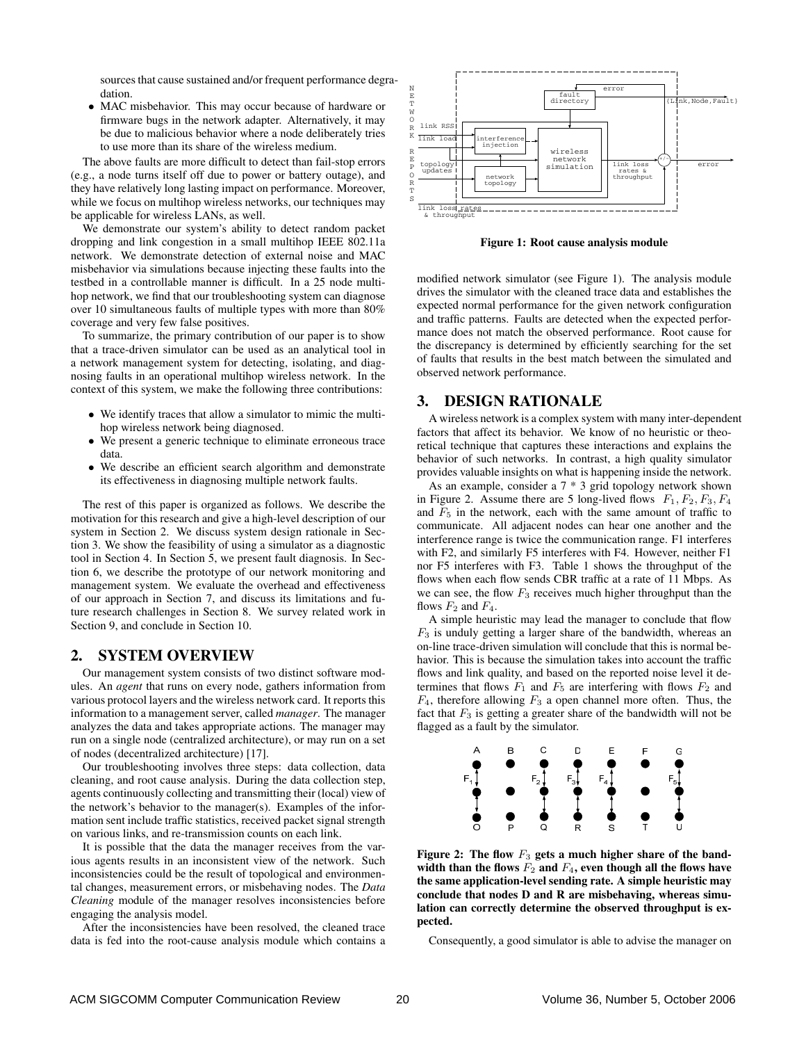sources that cause sustained and/or frequent performance degradation.

- MAC misbehavior. This may occur because of hardware or firmware bugs in the network adapter. Alternatively, it may be due to malicious behavior where a node deliberately tries to use more than its share of the wireless medium.

The above faults are more difficult to detect than fail-stop errors (e.g., a node turns itself off due to power or battery outage), and they have relatively long lasting impact on performance. Moreover, while we focus on multihop wireless networks, our techniques may be applicable for wireless LANs, as well.

We demonstrate our system's ability to detect random packet dropping and link congestion in a small multihop IEEE 802.11a network. We demonstrate detection of external noise and MAC misbehavior via simulations because injecting these faults into the testbed in a controllable manner is difficult. In a 25 node multihop network, we find that our troubleshooting system can diagnose over 10 simultaneous faults of multiple types with more than 80% coverage and very few false positives.

To summarize, the primary contribution of our paper is to show that a trace-driven simulator can be used as an analytical tool in a network management system for detecting, isolating, and diagnosing faults in an operational multihop wireless network. In the context of this system, we make the following three contributions:

- We identify traces that allow a simulator to mimic the multihop wireless network being diagnosed.
- We present a generic technique to eliminate erroneous trace data.
- We describe an efficient search algorithm and demonstrate its effectiveness in diagnosing multiple network faults.

The rest of this paper is organized as follows. We describe the motivation for this research and give a high-level description of our system in Section 2. We discuss system design rationale in Section 3. We show the feasibility of using a simulator as a diagnostic tool in Section 4. In Section 5, we present fault diagnosis. In Section 6, we describe the prototype of our network monitoring and management system. We evaluate the overhead and effectiveness of our approach in Section 7, and discuss its limitations and future research challenges in Section 8. We survey related work in Section 9, and conclude in Section 10.

## 2. SYSTEM OVERVIEW

Our management system consists of two distinct software modules. An *agent* that runs on every node, gathers information from various protocol layers and the wireless network card. It reports this information to a management server, called *manager*. The manager analyzes the data and takes appropriate actions. The manager may run on a single node (centralized architecture), or may run on a set of nodes (decentralized architecture) [17].

Our troubleshooting involves three steps: data collection, data cleaning, and root cause analysis. During the data collection step, agents continuously collecting and transmitting their (local) view of the network's behavior to the manager(s). Examples of the information sent include traffic statistics, received packet signal strength on various links, and re-transmission counts on each link.

It is possible that the data the manager receives from the various agents results in an inconsistent view of the network. Such inconsistencies could be the result of topological and environmental changes, measurement errors, or misbehaving nodes. The *Data Cleaning* module of the manager resolves inconsistencies before engaging the analysis model.

After the inconsistencies have been resolved, the cleaned trace data is fed into the root-cause analysis module which contains a modified network simulator (see Figure 1). The analysis module drives the simulator with the cleaned trace data and establishes the expected normal performance for the given network configuration and traffic patterns. Faults are detected when the expected performance does not match the observed performance. Root cause for the discrepancy is determined by efficiently searching for the set of faults that results in the best match between the simulated and observed network performance.

**Figure 1: Root cause analysis module**

## 3. DESIGN RATIONALE

A wireless network is a complex system with many inter-dependent factors that affect its behavior. We know of no heuristic or theoretical technique that captures these interactions and explains the behavior of such networks. In contrast, a high quality simulator provides valuable insights on what is happening inside the network.

As an example, consider a 7 * 3 grid topology network shown in Figure 2. Assume there are 5 long-lived flows $F_1, F_2, F_3, F_4$ and $F_5$ in the network, each with the same amount of traffic to communicate. All adjacent nodes can hear one another and the interference range is twice the communication range. F1 interferes with F2, and similarly F5 interferes with F4. However, neither F1 nor F5 interferes with F3. Table 1 shows the throughput of the flows when each flow sends CBR traffic at a rate of 11 Mbps. As we can see, the flow $F_3$ receives much higher throughput than the flows $F_2$ and $F_4$.

A simple heuristic may lead the manager to conclude that flow $F_3$ is unduly getting a larger share of the bandwidth, whereas an on-line trace-driven simulation will conclude that this is normal behavior. This is because the simulation takes into account the traffic flows and link quality, and based on the reported noise level it determines that flows $F_1$ and $F_5$ are interfering with flows $F_2$ and $F_4$, therefore allowing $F_3$ a open channel more often. Thus, the fact that $F_3$ is getting a greater share of the bandwidth will not be flagged as a fault by the simulator.

**Figure 2: The flow $F_3$ gets a much higher share of the bandwidth than the flows $F_2$ and $F_4$, even though all the flows have the same application-level sending rate. A simple heuristic may conclude that nodes D and R are misbehaving, whereas simulation can correctly determine the observed throughput is expected.**

Consequently, a good simulator is able to advise the manager on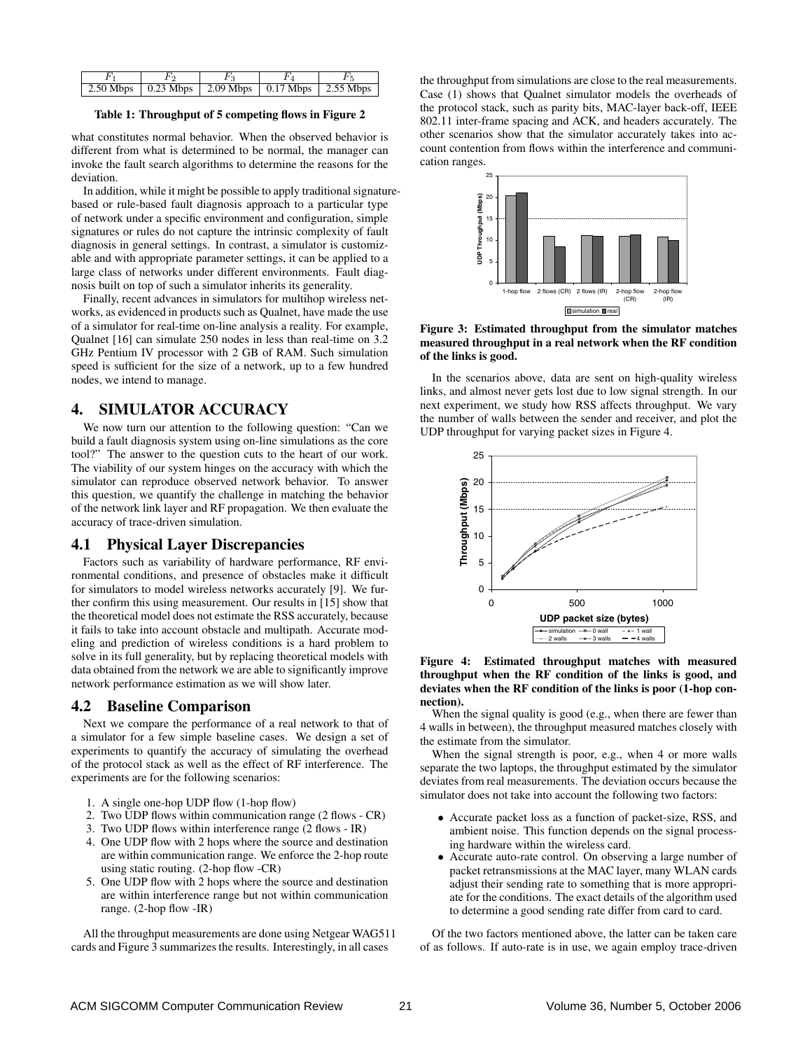| $F_1$ | $F_2$ | $F_3$ | $F_4$ | $F_5$ |
|---|---|---|---|---|
| 2.50 Mbps | 0.23 Mbps | 2.09 Mbps | 0.17 Mbps | 2.55 Mbps |

**Table 1: Throughput of 5 competing flows in Figure 2**

what constitutes normal behavior. When the observed behavior is different from what is determined to be normal, the manager can invoke the fault search algorithms to determine the reasons for the deviation.

In addition, while it might be possible to apply traditional signature-based or rule-based fault diagnosis approach to a particular type of network under a specific environment and configuration, simple signatures or rules do not capture the intrinsic complexity of fault diagnosis in general settings. In contrast, a simulator is customizable and with appropriate parameter settings, it can be applied to a large class of networks under different environments. Fault diagnosis built on top of such a simulator inherits its generality.

Finally, recent advances in simulators for multihop wireless networks, as evidenced in products such as Qualnet, have made the use of a simulator for real-time on-line analysis a reality. For example, Qualnet [16] can simulate 250 nodes in less than real-time on 3.2 GHz Pentium IV processor with 2 GB of RAM. Such simulation speed is sufficient for the size of a network, up to a few hundred nodes, we intend to manage.

## 4. SIMULATOR ACCURACY

We now turn our attention to the following question: "Can we build a fault diagnosis system using on-line simulations as the core tool?" The answer to the question cuts to the heart of our work. The viability of our system hinges on the accuracy with which the simulator can reproduce observed network behavior. To answer this question, we quantify the challenge in matching the behavior of the network link layer and RF propagation. We then evaluate the accuracy of trace-driven simulation.

### 4.1 Physical Layer Discrepancies

Factors such as variability of hardware performance, RF environmental conditions, and presence of obstacles make it difficult for simulators to model wireless networks accurately [9]. We further confirm this using measurement. Our results in [15] show that the theoretical model does not estimate the RSS accurately, because it fails to take into account obstacle and multipath. Accurate modeling and prediction of wireless conditions is a hard problem to solve in its full generality, but by replacing theoretical models with data obtained from the network we are able to significantly improve network performance estimation as we will show later.

### 4.2 Baseline Comparison

Next we compare the performance of a real network to that of a simulator for a few simple baseline cases. We design a set of experiments to quantify the accuracy of simulating the overhead of the protocol stack as well as the effect of RF interference. The experiments are for the following scenarios:

1. A single one-hop UDP flow (1-hop flow)
2. Two UDP flows within communication range (2 flows - CR)
3. Two UDP flows within interference range (2 flows - IR)
4. One UDP flow with 2 hops where the source and destination are within communication range. We enforce the 2-hop route using static routing. (2-hop flow -CR)
5. One UDP flow with 2 hops where the source and destination are within interference range but not within communication range. (2-hop flow -IR)

All the throughput measurements are done using Netgear WAG511 cards and Figure 3 summarizes the results. Interestingly, in all cases the throughput from simulations are close to the real measurements. Case (1) shows that Qualnet simulator models the overheads of the protocol stack, such as parity bits, MAC-layer back-off, IEEE 802.11 inter-frame spacing and ACK, and headers accurately. The other scenarios show that the simulator accurately takes into account contention from flows within the interference and communication ranges.

**Figure 3: Estimated throughput from the simulator matches measured throughput in a real network when the RF condition of the links is good.**

In the scenarios above, data are sent on high-quality wireless links, and almost never gets lost due to low signal strength. In our next experiment, we study how RSS affects throughput. We vary the number of walls between the sender and receiver, and plot the UDP throughput for varying packet sizes in Figure 4.

**Figure 4: Estimated throughput matches with measured throughput when the RF condition of the links is good, and deviates when the RF condition of the links is poor (1-hop connection).**

When the signal quality is good (e.g., when there are fewer than 4 walls in between), the throughput measured matches closely with the estimate from the simulator.

When the signal strength is poor, e.g., when 4 or more walls separate the two laptops, the throughput estimated by the simulator deviates from real measurements. The deviation occurs because the simulator does not take into account the following two factors:

- Accurate packet loss as a function of packet-size, RSS, and ambient noise. This function depends on the signal processing hardware within the wireless card.
- Accurate auto-rate control. On observing a large number of packet retransmissions at the MAC layer, many WLAN cards adjust their sending rate to something that is more appropriate for the conditions. The exact details of the algorithm used to determine a good sending rate differ from card to card.

Of the two factors mentioned above, the latter can be taken care of as follows. If auto-rate is in use, we again employ trace-driven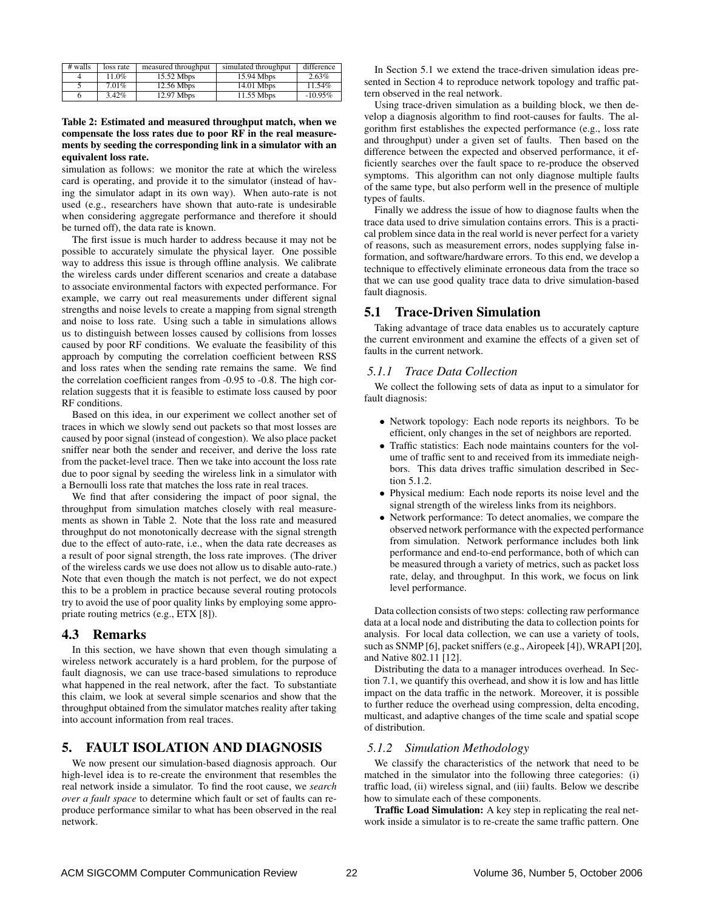| # walls | loss rate | measured throughput | simulated throughput | difference |
| --- | --- | --- | --- | --- |
| 4 | 11.0% | 15.52 Mbps | 15.94 Mbps | 2.63% |
| 5 | 7.01% | 12.56 Mbps | 14.01 Mbps | 11.54% |
| 6 | 3.42% | 12.97 Mbps | 11.55 Mbps | -10.95% |

**Table 2: Estimated and measured throughput match, when we compensate the loss rates due to poor RF in the real measurements by seeding the corresponding link in a simulator with an equivalent loss rate.**

simulation as follows: we monitor the rate at which the wireless card is operating, and provide it to the simulator (instead of having the simulator adapt in its own way). When auto-rate is not used (e.g., researchers have shown that auto-rate is undesirable when considering aggregate performance and therefore it should be turned off), the data rate is known.

The first issue is much harder to address because it may not be possible to accurately simulate the physical layer. One possible way to address this issue is through offline analysis. We calibrate the wireless cards under different scenarios and create a database to associate environmental factors with expected performance. For example, we carry out real measurements under different signal strengths and noise levels to create a mapping from signal strength and noise to loss rate. Using such a table in simulations allows us to distinguish between losses caused by collisions from losses caused by poor RF conditions. We evaluate the feasibility of this approach by computing the correlation coefficient between RSS and loss rates when the sending rate remains the same. We find the correlation coefficient ranges from -0.95 to -0.8. The high correlation suggests that it is feasible to estimate loss caused by poor RF conditions.

Based on this idea, in our experiment we collect another set of traces in which we slowly send out packets so that most losses are caused by poor signal (instead of congestion). We also place packet sniffer near both the sender and receiver, and derive the loss rate from the packet-level trace. Then we take into account the loss rate due to poor signal by seeding the wireless link in a simulator with a Bernoulli loss rate that matches the loss rate in real traces.

We find that after considering the impact of poor signal, the throughput from simulation matches closely with real measurements as shown in Table 2. Note that the loss rate and measured throughput do not monotonically decrease with the signal strength due to the effect of auto-rate, i.e., when the data rate decreases as a result of poor signal strength, the loss rate improves. (The driver of the wireless cards we use does not allow us to disable auto-rate.) Note that even though the match is not perfect, we do not expect this to be a problem in practice because several routing protocols try to avoid the use of poor quality links by employing some appropriate routing metrics (e.g., ETX [8]).

## 4.3 Remarks

In this section, we have shown that even though simulating a wireless network accurately is a hard problem, for the purpose of fault diagnosis, we can use trace-based simulations to reproduce what happened in the real network, after the fact. To substantiate this claim, we look at several simple scenarios and show that the throughput obtained from the simulator matches reality after taking into account information from real traces.

# 5. FAULT ISOLATION AND DIAGNOSIS

We now present our simulation-based diagnosis approach. Our high-level idea is to re-create the environment that resembles the real network inside a simulator. To find the root cause, we *search over a fault space* to determine which fault or set of faults can reproduce performance similar to what has been observed in the real network.

In Section 5.1 we extend the trace-driven simulation ideas presented in Section 4 to reproduce network topology and traffic pattern observed in the real network.

Using trace-driven simulation as a building block, we then develop a diagnosis algorithm to find root-causes for faults. The algorithm first establishes the expected performance (e.g., loss rate and throughput) under a given set of faults. Then based on the difference between the expected and observed performance, it efficiently searches over the fault space to re-produce the observed symptoms. This algorithm can not only diagnose multiple faults of the same type, but also perform well in the presence of multiple types of faults.

Finally we address the issue of how to diagnose faults when the trace data used to drive simulation contains errors. This is a practical problem since data in the real world is never perfect for a variety of reasons, such as measurement errors, nodes supplying false information, and software/hardware errors. To this end, we develop a technique to effectively eliminate erroneous data from the trace so that we can use good quality trace data to drive simulation-based fault diagnosis.

## 5.1 Trace-Driven Simulation

Taking advantage of trace data enables us to accurately capture the current environment and examine the effects of a given set of faults in the current network.

### 5.1.1 Trace Data Collection

We collect the following sets of data as input to a simulator for fault diagnosis:

- Network topology: Each node reports its neighbors. To be efficient, only changes in the set of neighbors are reported.
- Traffic statistics: Each node maintains counters for the volume of traffic sent to and received from its immediate neighbors. This data drives traffic simulation described in Section 5.1.2.
- Physical medium: Each node reports its noise level and the signal strength of the wireless links from its neighbors.
- Network performance: To detect anomalies, we compare the observed network performance with the expected performance from simulation. Network performance includes both link performance and end-to-end performance, both of which can be measured through a variety of metrics, such as packet loss rate, delay, and throughput. In this work, we focus on link level performance.

Data collection consists of two steps: collecting raw performance data at a local node and distributing the data to collection points for analysis. For local data collection, we can use a variety of tools, such as SNMP [6], packet sniffers (e.g., Airopeek [4]), WRAPI [20], and Native 802.11 [12].

Distributing the data to a manager introduces overhead. In Section 7.1, we quantify this overhead, and show it is low and has little impact on the data traffic in the network. Moreover, it is possible to further reduce the overhead using compression, delta encoding, multicast, and adaptive changes of the time scale and spatial scope of distribution.

### 5.1.2 Simulation Methodology

We classify the characteristics of the network that need to be matched in the simulator into the following three categories: (i) traffic load, (ii) wireless signal, and (iii) faults. Below we describe how to simulate each of these components.

**Traffic Load Simulation:** A key step in replicating the real network inside a simulator is to re-create the same traffic pattern. One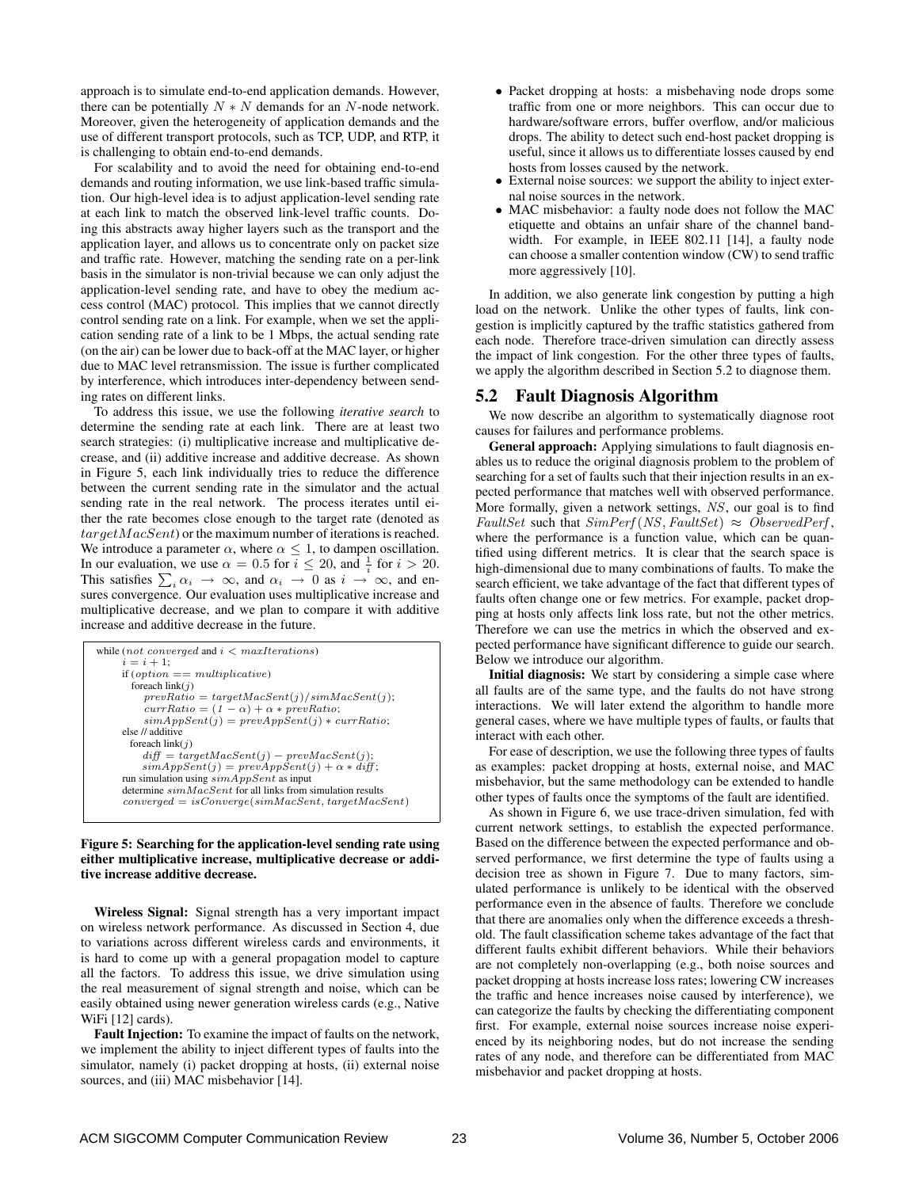approach is to simulate end-to-end application demands. However, there can be potentially $N * N$ demands for an $N$-node network. Moreover, given the heterogeneity of application demands and the use of different transport protocols, such as TCP, UDP, and RTP, it is challenging to obtain end-to-end demands.

For scalability and to avoid the need for obtaining end-to-end demands and routing information, we use link-based traffic simulation. Our high-level idea is to adjust application-level sending rate at each link to match the observed link-level traffic counts. Doing this abstracts away higher layers such as the transport and the application layer, and allows us to concentrate only on packet size and traffic rate. However, matching the sending rate on a per-link basis in the simulator is non-trivial because we can only adjust the application-level sending rate, and have to obey the medium access control (MAC) protocol. This implies that we cannot directly control sending rate on a link. For example, when we set the application sending rate of a link to be 1 Mbps, the actual sending rate (on the air) can be lower due to back-off at the MAC layer, or higher due to MAC level retransmission. The issue is further complicated by interference, which introduces inter-dependency between sending rates on different links.

To address this issue, we use the following *iterative search* to determine the sending rate at each link. There are at least two search strategies: (i) multiplicative increase and multiplicative decrease, and (ii) additive increase and additive decrease. As shown in Figure 5, each link individually tries to reduce the difference between the current sending rate in the simulator and the actual sending rate in the real network. The process iterates until either the rate becomes close enough to the target rate (denoted as $targetMacSent$) or the maximum number of iterations is reached. We introduce a parameter $\alpha$, where $\alpha \leq 1$, to dampen oscillation. In our evaluation, we use $\alpha = 0.5$ for $i \leq 20$, and $\frac{1}{i}$ for $i > 20$. This satisfies $\sum_i \alpha_i \rightarrow \infty$, and $\alpha_i \rightarrow 0$ as $i \rightarrow \infty$, and ensures convergence. Our evaluation uses multiplicative increase and multiplicative decrease, and we plan to compare it with additive increase and additive decrease in the future.

```
while (not converged and i < maxIterations)
    i = i + 1;
    if (option == multiplicative)
      foreach link(j)
        prevRatio = targetMacSent(j)/simMacSent(j);
        currRatio = (1 − α) + α ∗ prevRatio;
        simAppSent(j) = prevAppSent(j) ∗ currRatio;
    else // additive
      foreach link(j)
        diff = targetMacSent(j) − prevMacSent(j);
        simAppSent(j) = prevAppSent(j) + α ∗ diff;
    run simulation using simAppSent as input
    determine simMacSent for all links from simulation results
    converged = isConverge(simMacSent, targetMacSent)
```

**Figure 5: Searching for the application-level sending rate using either multiplicative increase, multiplicative decrease or additive increase additive decrease.**

**Wireless Signal:** Signal strength has a very important impact on wireless network performance. As discussed in Section 4, due to variations across different wireless cards and environments, it is hard to come up with a general propagation model to capture all the factors. To address this issue, we drive simulation using the real measurement of signal strength and noise, which can be easily obtained using newer generation wireless cards (e.g., Native WiFi [12] cards).

**Fault Injection:** To examine the impact of faults on the network, we implement the ability to inject different types of faults into the simulator, namely (i) packet dropping at hosts, (ii) external noise sources, and (iii) MAC misbehavior [14].

- Packet dropping at hosts: a misbehaving node drops some traffic from one or more neighbors. This can occur due to hardware/software errors, buffer overflow, and/or malicious drops. The ability to detect such end-host packet dropping is useful, since it allows us to differentiate losses caused by end hosts from losses caused by the network.
- External noise sources: we support the ability to inject external noise sources in the network.
- MAC misbehavior: a faulty node does not follow the MAC etiquette and obtains an unfair share of the channel bandwidth. For example, in IEEE 802.11 [14], a faulty node can choose a smaller contention window (CW) to send traffic more aggressively [10].

In addition, we also generate link congestion by putting a high load on the network. Unlike the other types of faults, link congestion is implicitly captured by the traffic statistics gathered from each node. Therefore trace-driven simulation can directly assess the impact of link congestion. For the other three types of faults, we apply the algorithm described in Section 5.2 to diagnose them.

## 5.2 Fault Diagnosis Algorithm

We now describe an algorithm to systematically diagnose root causes for failures and performance problems.

**General approach:** Applying simulations to fault diagnosis enables us to reduce the original diagnosis problem to the problem of searching for a set of faults such that their injection results in an expected performance that matches well with observed performance. More formally, given a network settings, $NS$, our goal is to find $FaultSet$ such that $SimPerf(NS, FaultSet) \approx ObservedPerf$, where the performance is a function value, which can be quantified using different metrics. It is clear that the search space is high-dimensional due to many combinations of faults. To make the search efficient, we take advantage of the fact that different types of faults often change one or few metrics. For example, packet dropping at hosts only affects link loss rate, but not the other metrics. Therefore we can use the metrics in which the observed and expected performance have significant difference to guide our search. Below we introduce our algorithm.

**Initial diagnosis:** We start by considering a simple case where all faults are of the same type, and the faults do not have strong interactions. We will later extend the algorithm to handle more general cases, where we have multiple types of faults, or faults that interact with each other.

For ease of description, we use the following three types of faults as examples: packet dropping at hosts, external noise, and MAC misbehavior, but the same methodology can be extended to handle other types of faults once the symptoms of the fault are identified.

As shown in Figure 6, we use trace-driven simulation, fed with current network settings, to establish the expected performance. Based on the difference between the expected performance and observed performance, we first determine the type of faults using a decision tree as shown in Figure 7. Due to many factors, simulated performance is unlikely to be identical with the observed performance even in the absence of faults. Therefore we conclude that there are anomalies only when the difference exceeds a threshold. The fault classification scheme takes advantage of the fact that different faults exhibit different behaviors. While their behaviors are not completely non-overlapping (e.g., both noise sources and packet dropping at hosts increase loss rates; lowering CW increases the traffic and hence increases noise caused by interference), we can categorize the faults by checking the differentiating component first. For example, external noise sources increase noise experienced by its neighboring nodes, but do not increase the sending rates of any node, and therefore can be differentiated from MAC misbehavior and packet dropping at hosts.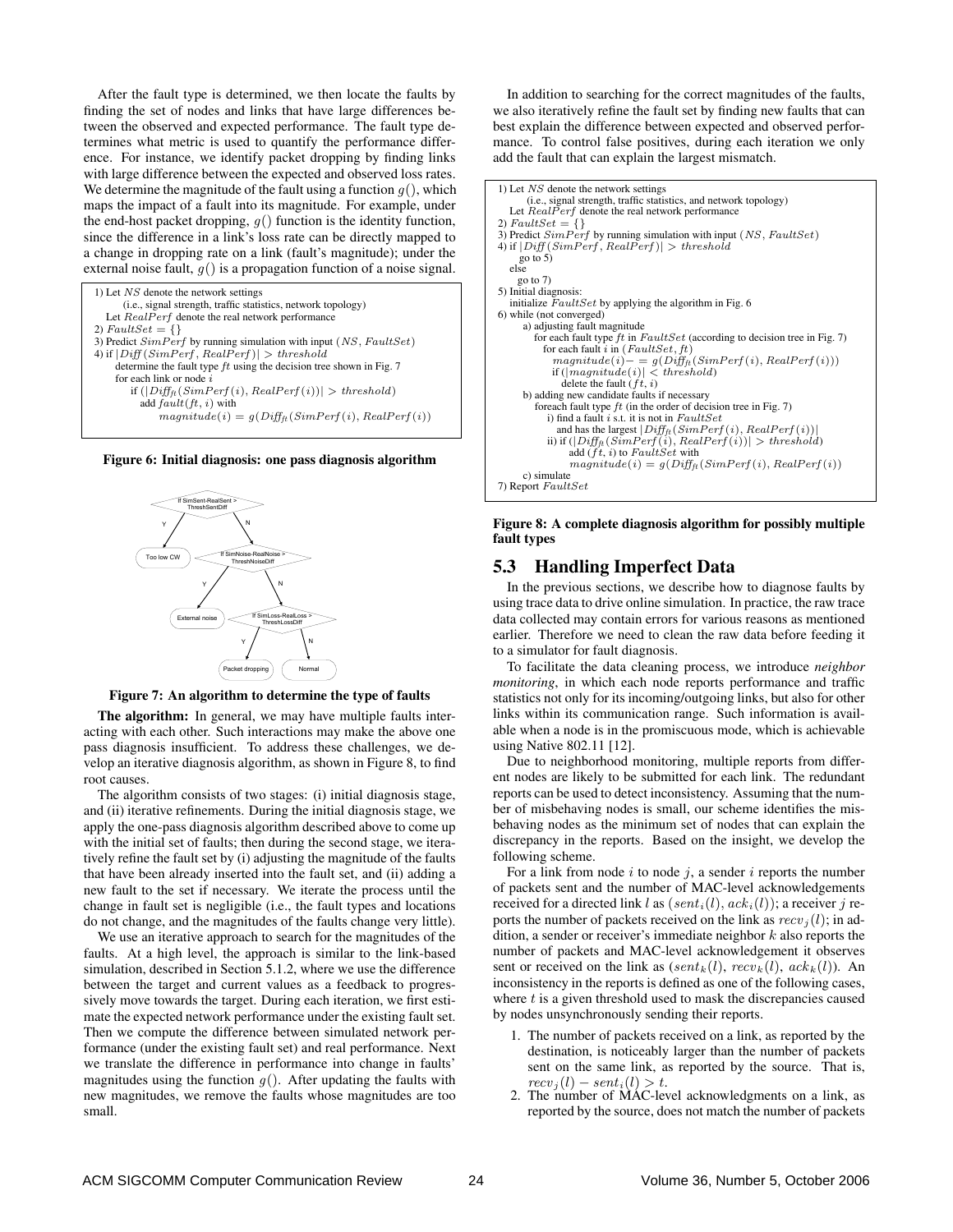After the fault type is determined, we then locate the faults by finding the set of nodes and links that have large differences between the observed and expected performance. The fault type determines what metric is used to quantify the performance difference. For instance, we identify packet dropping by finding links with large difference between the expected and observed loss rates. We determine the magnitude of the fault using a function $g()$, which maps the impact of a fault into its magnitude. For example, under the end-host packet dropping, $g()$ function is the identity function, since the difference in a link's loss rate can be directly mapped to a change in dropping rate on a link (fault's magnitude); under the external noise fault, $g()$ is a propagation function of a noise signal.

```
1) Let NS denote the network settings
       (i.e., signal strength, traffic statistics, network topology)
   Let RealPerf denote the real network performance
2) FaultSet = {}
3) Predict SimPerf by running simulation with input (NS, FaultSet)
4) if |Diff(SimPerf, RealPerf)| > threshold
      determine the fault type ft using the decision tree shown in Fig. 7
      for each link or node i
         if (|Diff_ft(SimPerf(i), RealPerf(i))| > threshold)
            add fault(ft, i) with
               magnitude(i) = g(Diff_ft(SimPerf(i), RealPerf(i))
```

**Figure 6: Initial diagnosis: one pass diagnosis algorithm**

```
If SimSent-RealSent > ThreshSentDiff
  Y -> Too low CW
  N -> If SimNoise-RealNoise > ThreshNoiseDiff
         Y -> External noise
         N -> If SimLoss-RealLoss > ThreshLossDiff
                Y -> Packet dropping
                N -> Normal
```

**Figure 7: An algorithm to determine the type of faults**

**The algorithm:** In general, we may have multiple faults interacting with each other. Such interactions may make the above one pass diagnosis insufficient. To address these challenges, we develop an iterative diagnosis algorithm, as shown in Figure 8, to find root causes.

The algorithm consists of two stages: (i) initial diagnosis stage, and (ii) iterative refinements. During the initial diagnosis stage, we apply the one-pass diagnosis algorithm described above to come up with the initial set of faults; then during the second stage, we iteratively refine the fault set by (i) adjusting the magnitude of the faults that have been already inserted into the fault set, and (ii) adding a new fault to the set if necessary. We iterate the process until the change in fault set is negligible (i.e., the fault types and locations do not change, and the magnitudes of the faults change very little).

We use an iterative approach to search for the magnitudes of the faults. At a high level, the approach is similar to the link-based simulation, described in Section 5.1.2, where we use the difference between the target and current values as a feedback to progressively move towards the target. During each iteration, we first estimate the expected network performance under the existing fault set. Then we compute the difference between simulated network performance (under the existing fault set) and real performance. Next we translate the difference in performance into change in faults' magnitudes using the function $g()$. After updating the faults with new magnitudes, we remove the faults whose magnitudes are too small.

In addition to searching for the correct magnitudes of the faults, we also iteratively refine the fault set by finding new faults that can best explain the difference between expected and observed performance. To control false positives, during each iteration we only add the fault that can explain the largest mismatch.

```
1) Let NS denote the network settings
       (i.e., signal strength, traffic statistics, and network topology)
   Let RealPerf denote the real network performance
2) FaultSet = {}
3) Predict SimPerf by running simulation with input (NS, FaultSet)
4) if |Diff(SimPerf, RealPerf)| > threshold
      go to 5)
   else
      go to 7)
5) Initial diagnosis:
   initialize FaultSet by applying the algorithm in Fig. 6
6) while (not converged)
      a) adjusting fault magnitude
         for each fault type ft in FaultSet (according to decision tree in Fig. 7)
            for each fault i in (FaultSet, ft)
               magnitude(i)-= g(Diff_ft(SimPerf(i), RealPerf(i)))
               if (|magnitude(i)| < threshold)
                  delete the fault (ft, i)
      b) adding new candidate faults if necessary
         foreach fault type ft (in the order of decision tree in Fig. 7)
            i) find a fault i s.t. it is not in FaultSet
               and has the largest |Diff_ft(SimPerf(i), RealPerf(i))|
            ii) if (|Diff_ft(SimPerf(i), RealPerf(i))| > threshold)
                  add (ft, i) to FaultSet with
                     magnitude(i) = g(Diff_ft(SimPerf(i), RealPerf(i))
      c) simulate
7) Report FaultSet
```

**Figure 8: A complete diagnosis algorithm for possibly multiple fault types**

## 5.3 Handling Imperfect Data

In the previous sections, we describe how to diagnose faults by using trace data to drive online simulation. In practice, the raw trace data collected may contain errors for various reasons as mentioned earlier. Therefore we need to clean the raw data before feeding it to a simulator for fault diagnosis.

To facilitate the data cleaning process, we introduce *neighbor monitoring*, in which each node reports performance and traffic statistics not only for its incoming/outgoing links, but also for other links within its communication range. Such information is available when a node is in the promiscuous mode, which is achievable using Native 802.11 [12].

Due to neighborhood monitoring, multiple reports from different nodes are likely to be submitted for each link. The redundant reports can be used to detect inconsistency. Assuming that the number of misbehaving nodes is small, our scheme identifies the misbehaving nodes as the minimum set of nodes that can explain the discrepancy in the reports. Based on the insight, we develop the following scheme.

For a link from node $i$ to node $j$, a sender $i$ reports the number of packets sent and the number of MAC-level acknowledgements received for a directed link $l$ as $(sent_i(l), ack_i(l))$; a receiver $j$ reports the number of packets received on the link as $recv_j(l)$; in addition, a sender or receiver's immediate neighbor $k$ also reports the number of packets and MAC-level acknowledgement it observes sent or received on the link as $(sent_k(l), recv_k(l), ack_k(l))$. An inconsistency in the reports is defined as one of the following cases, where $t$ is a given threshold used to mask the discrepancies caused by nodes unsynchronously sending their reports.

1. The number of packets received on a link, as reported by the destination, is noticeably larger than the number of packets sent on the same link, as reported by the source. That is, $recv_j(l) - sent_i(l) > t$.
2. The number of MAC-level acknowledgments on a link, as reported by the source, does not match the number of packets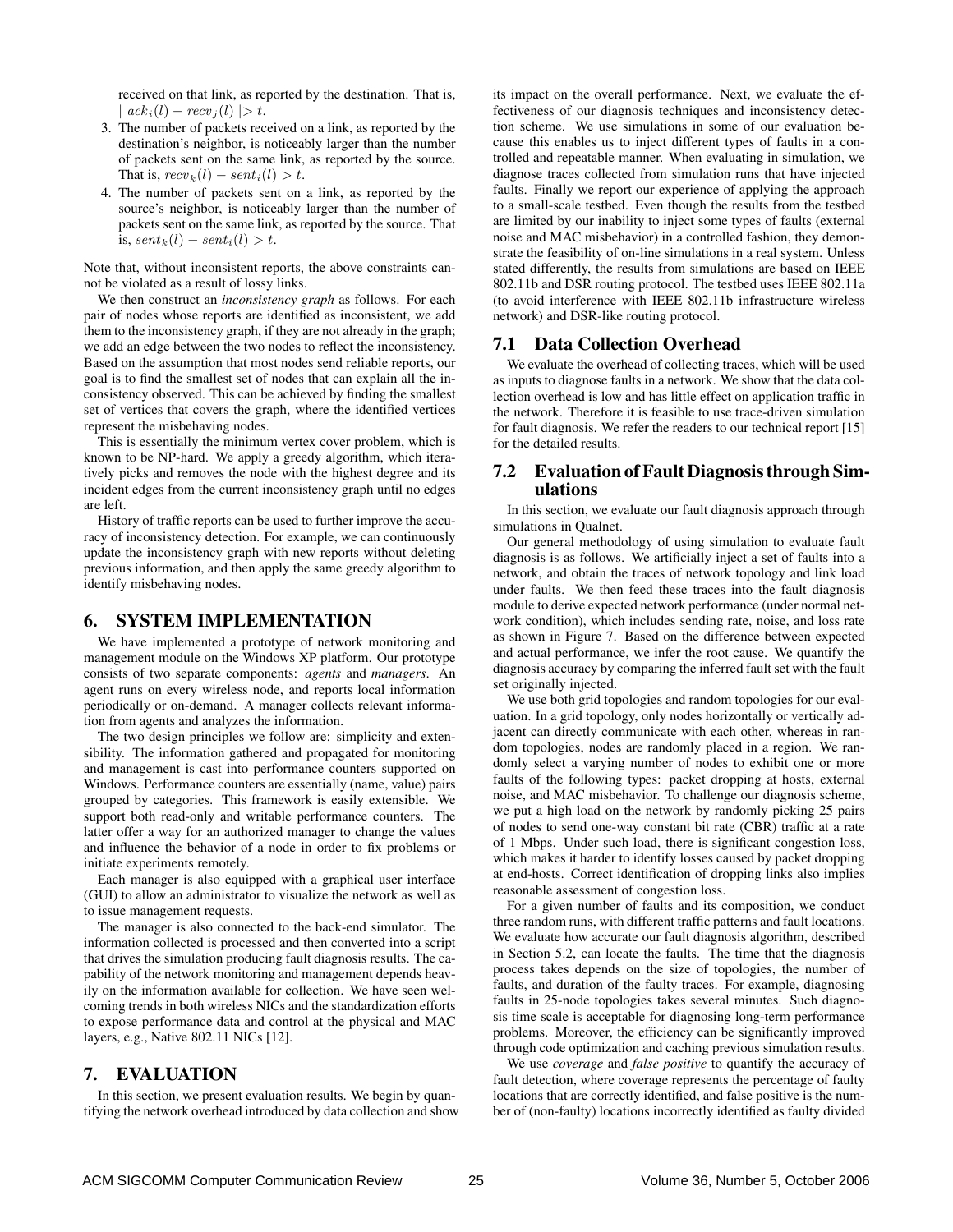received on that link, as reported by the destination. That is, $| ack_i(l) - recv_j(l) | > t$.

3. The number of packets received on a link, as reported by the destination's neighbor, is noticeably larger than the number of packets sent on the same link, as reported by the source. That is, $recv_k(l) - sent_i(l) > t$.
4. The number of packets sent on a link, as reported by the source's neighbor, is noticeably larger than the number of packets sent on the same link, as reported by the source. That is, $sent_k(l) - sent_i(l) > t$.

Note that, without inconsistent reports, the above constraints cannot be violated as a result of lossy links.

We then construct an *inconsistency graph* as follows. For each pair of nodes whose reports are identified as inconsistent, we add them to the inconsistency graph, if they are not already in the graph; we add an edge between the two nodes to reflect the inconsistency. Based on the assumption that most nodes send reliable reports, our goal is to find the smallest set of nodes that can explain all the inconsistency observed. This can be achieved by finding the smallest set of vertices that covers the graph, where the identified vertices represent the misbehaving nodes.

This is essentially the minimum vertex cover problem, which is known to be NP-hard. We apply a greedy algorithm, which iteratively picks and removes the node with the highest degree and its incident edges from the current inconsistency graph until no edges are left.

History of traffic reports can be used to further improve the accuracy of inconsistency detection. For example, we can continuously update the inconsistency graph with new reports without deleting previous information, and then apply the same greedy algorithm to identify misbehaving nodes.

# 6. SYSTEM IMPLEMENTATION

We have implemented a prototype of network monitoring and management module on the Windows XP platform. Our prototype consists of two separate components: *agents* and *managers*. An agent runs on every wireless node, and reports local information periodically or on-demand. A manager collects relevant information from agents and analyzes the information.

The two design principles we follow are: simplicity and extensibility. The information gathered and propagated for monitoring and management is cast into performance counters supported on Windows. Performance counters are essentially (name, value) pairs grouped by categories. This framework is easily extensible. We support both read-only and writable performance counters. The latter offer a way for an authorized manager to change the values and influence the behavior of a node in order to fix problems or initiate experiments remotely.

Each manager is also equipped with a graphical user interface (GUI) to allow an administrator to visualize the network as well as to issue management requests.

The manager is also connected to the back-end simulator. The information collected is processed and then converted into a script that drives the simulation producing fault diagnosis results. The capability of the network monitoring and management depends heavily on the information available for collection. We have seen welcoming trends in both wireless NICs and the standardization efforts to expose performance data and control at the physical and MAC layers, e.g., Native 802.11 NICs [12].

# 7. EVALUATION

In this section, we present evaluation results. We begin by quantifying the network overhead introduced by data collection and show its impact on the overall performance. Next, we evaluate the effectiveness of our diagnosis techniques and inconsistency detection scheme. We use simulations in some of our evaluation because this enables us to inject different types of faults in a controlled and repeatable manner. When evaluating in simulation, we diagnose traces collected from simulation runs that have injected faults. Finally we report our experience of applying the approach to a small-scale testbed. Even though the results from the testbed are limited by our inability to inject some types of faults (external noise and MAC misbehavior) in a controlled fashion, they demonstrate the feasibility of on-line simulations in a real system. Unless stated differently, the results from simulations are based on IEEE 802.11b and DSR routing protocol. The testbed uses IEEE 802.11a (to avoid interference with IEEE 802.11b infrastructure wireless network) and DSR-like routing protocol.

## 7.1 Data Collection Overhead

We evaluate the overhead of collecting traces, which will be used as inputs to diagnose faults in a network. We show that the data collection overhead is low and has little effect on application traffic in the network. Therefore it is feasible to use trace-driven simulation for fault diagnosis. We refer the readers to our technical report [15] for the detailed results.

## 7.2 Evaluation of Fault Diagnosis through Simulations

In this section, we evaluate our fault diagnosis approach through simulations in Qualnet.

Our general methodology of using simulation to evaluate fault diagnosis is as follows. We artificially inject a set of faults into a network, and obtain the traces of network topology and link load under faults. We then feed these traces into the fault diagnosis module to derive expected network performance (under normal network condition), which includes sending rate, noise, and loss rate as shown in Figure 7. Based on the difference between expected and actual performance, we infer the root cause. We quantify the diagnosis accuracy by comparing the inferred fault set with the fault set originally injected.

We use both grid topologies and random topologies for our evaluation. In a grid topology, only nodes horizontally or vertically adjacent can directly communicate with each other, whereas in random topologies, nodes are randomly placed in a region. We randomly select a varying number of nodes to exhibit one or more faults of the following types: packet dropping at hosts, external noise, and MAC misbehavior. To challenge our diagnosis scheme, we put a high load on the network by randomly picking 25 pairs of nodes to send one-way constant bit rate (CBR) traffic at a rate of 1 Mbps. Under such load, there is significant congestion loss, which makes it harder to identify losses caused by packet dropping at end-hosts. Correct identification of dropping links also implies reasonable assessment of congestion loss.

For a given number of faults and its composition, we conduct three random runs, with different traffic patterns and fault locations. We evaluate how accurate our fault diagnosis algorithm, described in Section 5.2, can locate the faults. The time that the diagnosis process takes depends on the size of topologies, the number of faults, and duration of the faulty traces. For example, diagnosing faults in 25-node topologies takes several minutes. Such diagnosis time scale is acceptable for diagnosing long-term performance problems. Moreover, the efficiency can be significantly improved through code optimization and caching previous simulation results.

We use *coverage* and *false positive* to quantify the accuracy of fault detection, where coverage represents the percentage of faulty locations that are correctly identified, and false positive is the number of (non-faulty) locations incorrectly identified as faulty divided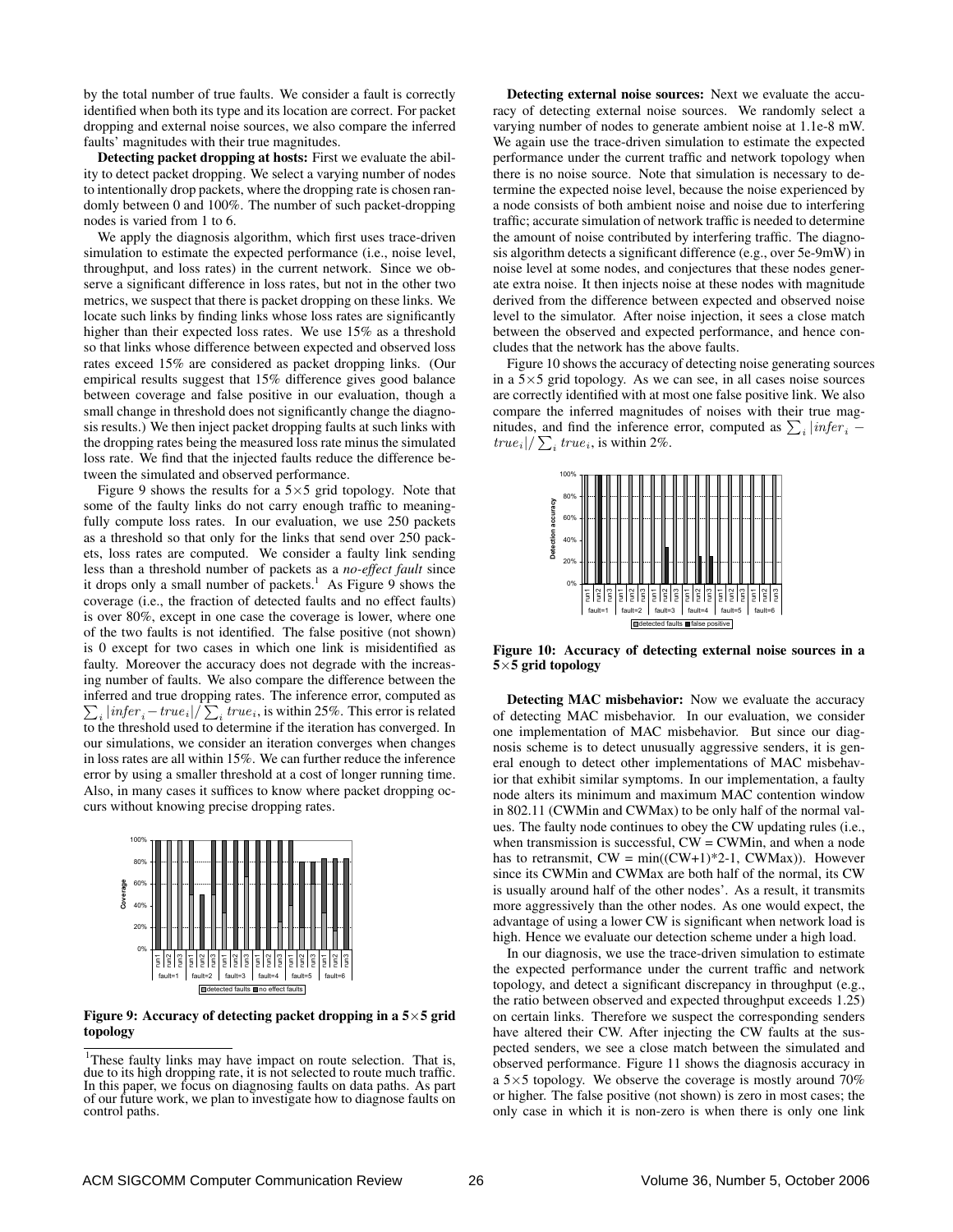by the total number of true faults. We consider a fault is correctly identified when both its type and its location are correct. For packet dropping and external noise sources, we also compare the inferred faults' magnitudes with their true magnitudes.

**Detecting packet dropping at hosts:** First we evaluate the ability to detect packet dropping. We select a varying number of nodes to intentionally drop packets, where the dropping rate is chosen randomly between 0 and 100%. The number of such packet-dropping nodes is varied from 1 to 6.

We apply the diagnosis algorithm, which first uses trace-driven simulation to estimate the expected performance (i.e., noise level, throughput, and loss rates) in the current network. Since we observe a significant difference in loss rates, but not in the other two metrics, we suspect that there is packet dropping on these links. We locate such links by finding links whose loss rates are significantly higher than their expected loss rates. We use 15% as a threshold so that links whose difference between expected and observed loss rates exceed 15% are considered as packet dropping links. (Our empirical results suggest that 15% difference gives good balance between coverage and false positive in our evaluation, though a small change in threshold does not significantly change the diagnosis results.) We then inject packet dropping faults at such links with the dropping rates being the measured loss rate minus the simulated loss rate. We find that the injected faults reduce the difference between the simulated and observed performance.

Figure 9 shows the results for a 5×5 grid topology. Note that some of the faulty links do not carry enough traffic to meaningfully compute loss rates. In our evaluation, we use 250 packets as a threshold so that only for the links that send over 250 packets, loss rates are computed. We consider a faulty link sending less than a threshold number of packets as a *no-effect fault* since it drops only a small number of packets.[1] As Figure 9 shows the coverage (i.e., the fraction of detected faults and no effect faults) is over 80%, except in one case the coverage is lower, where one of the two faults is not identified. The false positive (not shown) is 0 except for two cases in which one link is misidentified as faulty. Moreover the accuracy does not degrade with the increasing number of faults. We also compare the difference between the inferred and true dropping rates. The inference error, computed as $\sum_i |infer_i - true_i| / \sum_i true_i$, is within 25%. This error is related to the threshold used to determine if the iteration has converged. In our simulations, we consider an iteration converges when changes in loss rates are all within 15%. We can further reduce the inference error by using a smaller threshold at a cost of longer running time. Also, in many cases it suffices to know where packet dropping occurs without knowing precise dropping rates.

**Figure 9: Accuracy of detecting packet dropping in a 5×5 grid topology**

[1]These faulty links may have impact on route selection. That is, due to its high dropping rate, it is not selected to route much traffic. In this paper, we focus on diagnosing faults on data paths. As part of our future work, we plan to investigate how to diagnose faults on control paths.

**Detecting external noise sources:** Next we evaluate the accuracy of detecting external noise sources. We randomly select a varying number of nodes to generate ambient noise at 1.1e-8 mW. We again use the trace-driven simulation to estimate the expected performance under the current traffic and network topology when there is no noise source. Note that simulation is necessary to determine the expected noise level, because the noise experienced by a node consists of both ambient noise and noise due to interfering traffic; accurate simulation of network traffic is needed to determine the amount of noise contributed by interfering traffic. The diagnosis algorithm detects a significant difference (e.g., over 5e-9mW) in noise level at some nodes, and conjectures that these nodes generate extra noise. It then injects noise at these nodes with magnitude derived from the difference between expected and observed noise level to the simulator. After noise injection, it sees a close match between the observed and expected performance, and hence concludes that the network has the above faults.

Figure 10 shows the accuracy of detecting noise generating sources in a 5×5 grid topology. As we can see, in all cases noise sources are correctly identified with at most one false positive link. We also compare the inferred magnitudes of noises with their true magnitudes, and find the inference error, computed as $\sum_i |infer_i - true_i| / \sum_i true_i$, is within 2%.

**Figure 10: Accuracy of detecting external noise sources in a 5×5 grid topology**

**Detecting MAC misbehavior:** Now we evaluate the accuracy of detecting MAC misbehavior. In our evaluation, we consider one implementation of MAC misbehavior. But since our diagnosis scheme is to detect unusually aggressive senders, it is general enough to detect other implementations of MAC misbehavior that exhibit similar symptoms. In our implementation, a faulty node alters its minimum and maximum MAC contention window in 802.11 (CWMin and CWMax) to be only half of the normal values. The faulty node continues to obey the CW updating rules (i.e., when transmission is successful, CW = CWMin, and when a node has to retransmit, CW = min((CW+1)*2-1, CWMax)). However since its CWMin and CWMax are both half of the normal, its CW is usually around half of the other nodes'. As a result, it transmits more aggressively than the other nodes. As one would expect, the advantage of using a lower CW is significant when network load is high. Hence we evaluate our detection scheme under a high load.

In our diagnosis, we use the trace-driven simulation to estimate the expected performance under the current traffic and network topology, and detect a significant discrepancy in throughput (e.g., the ratio between observed and expected throughput exceeds 1.25) on certain links. Therefore we suspect the corresponding senders have altered their CW. After injecting the CW faults at the suspected senders, we see a close match between the simulated and observed performance. Figure 11 shows the diagnosis accuracy in a 5×5 topology. We observe the coverage is mostly around 70% or higher. The false positive (not shown) is zero in most cases; the only case in which it is non-zero is when there is only one link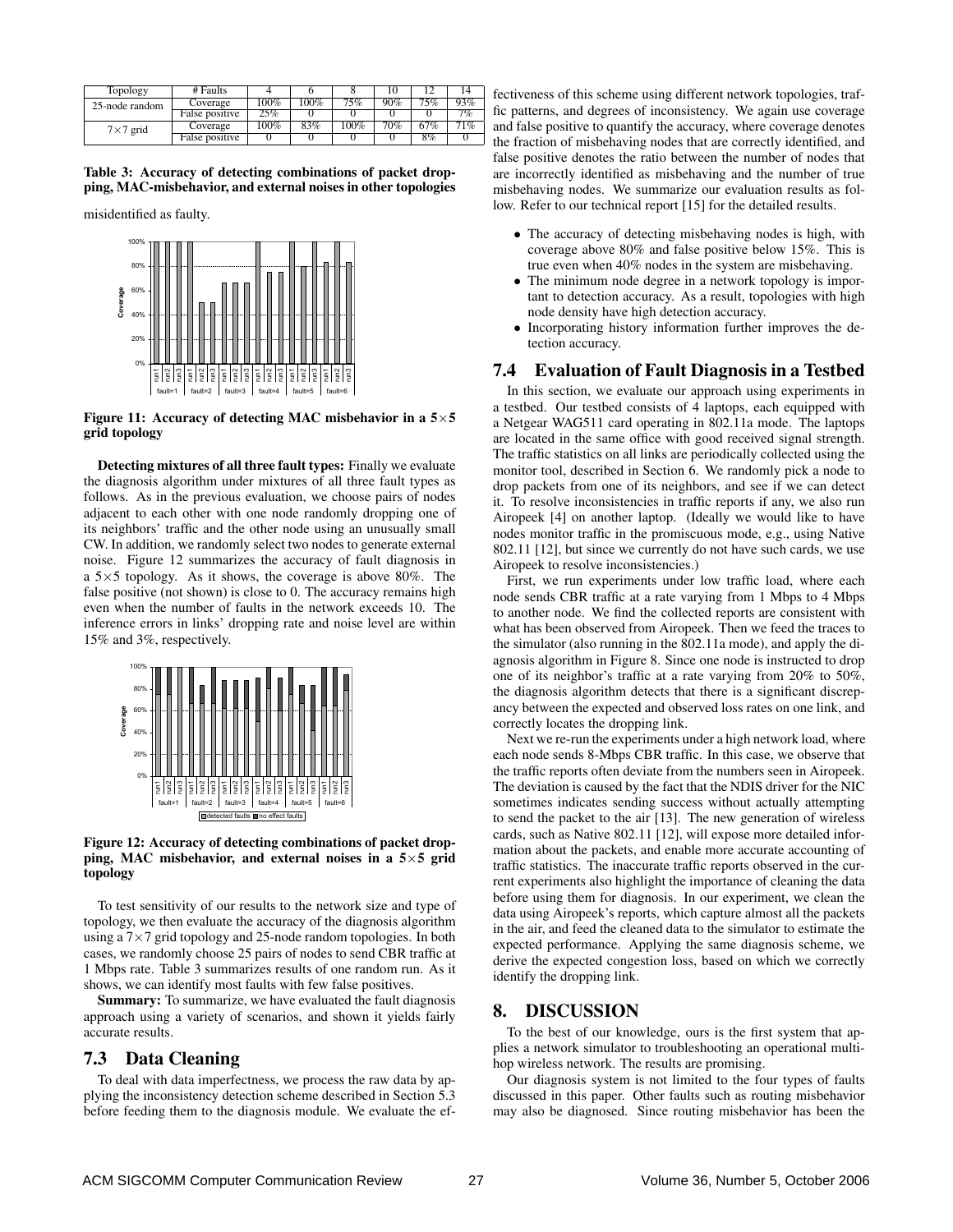| Topology | # Faults | 4 | 6 | 8 | 10 | 12 | 14 |
|---|---|---|---|---|---|---|---|
| 25-node random | Coverage | 100% | 100% | 75% | 90% | 75% | 93% |
| | False positive | 25% | 0 | 0 | 0 | 0 | 7% |
| 7×7 grid | Coverage | 100% | 83% | 100% | 70% | 67% | 71% |
| | False positive | 0 | 0 | 0 | 0 | 8% | 0 |

**Table 3: Accuracy of detecting combinations of packet dropping, MAC-misbehavior, and external noises in other topologies**

misidentified as faulty.

**Figure 11: Accuracy of detecting MAC misbehavior in a 5×5 grid topology**

**Detecting mixtures of all three fault types:** Finally we evaluate the diagnosis algorithm under mixtures of all three fault types as follows. As in the previous evaluation, we choose pairs of nodes adjacent to each other with one node randomly dropping one of its neighbors' traffic and the other node using an unusually small CW. In addition, we randomly select two nodes to generate external noise. Figure 12 summarizes the accuracy of fault diagnosis in a 5×5 topology. As it shows, the coverage is above 80%. The false positive (not shown) is close to 0. The accuracy remains high even when the number of faults in the network exceeds 10. The inference errors in links' dropping rate and noise level are within 15% and 3%, respectively.

**Figure 12: Accuracy of detecting combinations of packet dropping, MAC misbehavior, and external noises in a 5×5 grid topology**

To test sensitivity of our results to the network size and type of topology, we then evaluate the accuracy of the diagnosis algorithm using a 7×7 grid topology and 25-node random topologies. In both cases, we randomly choose 25 pairs of nodes to send CBR traffic at 1 Mbps rate. Table 3 summarizes results of one random run. As it shows, we can identify most faults with few false positives.

**Summary:** To summarize, we have evaluated the fault diagnosis approach using a variety of scenarios, and shown it yields fairly accurate results.

### 7.3 Data Cleaning

To deal with data imperfectness, we process the raw data by applying the inconsistency detection scheme described in Section 5.3 before feeding them to the diagnosis module. We evaluate the effectiveness of this scheme using different network topologies, traffic patterns, and degrees of inconsistency. We again use coverage and false positive to quantify the accuracy, where coverage denotes the fraction of misbehaving nodes that are correctly identified, and false positive denotes the ratio between the number of nodes that are incorrectly identified as misbehaving and the number of true misbehaving nodes. We summarize our evaluation results as follow. Refer to our technical report [15] for the detailed results.

- The accuracy of detecting misbehaving nodes is high, with coverage above 80% and false positive below 15%. This is true even when 40% nodes in the system are misbehaving.
- The minimum node degree in a network topology is important to detection accuracy. As a result, topologies with high node density have high detection accuracy.
- Incorporating history information further improves the detection accuracy.

### 7.4 Evaluation of Fault Diagnosis in a Testbed

In this section, we evaluate our approach using experiments in a testbed. Our testbed consists of 4 laptops, each equipped with a Netgear WAG511 card operating in 802.11a mode. The laptops are located in the same office with good received signal strength. The traffic statistics on all links are periodically collected using the monitor tool, described in Section 6. We randomly pick a node to drop packets from one of its neighbors, and see if we can detect it. To resolve inconsistencies in traffic reports if any, we also run Airopeek [4] on another laptop. (Ideally we would like to have nodes monitor traffic in the promiscuous mode, e.g., using Native 802.11 [12], but since we currently do not have such cards, we use Airopeek to resolve inconsistencies.)

First, we run experiments under low traffic load, where each node sends CBR traffic at a rate varying from 1 Mbps to 4 Mbps to another node. We find the collected reports are consistent with what has been observed from Airopeek. Then we feed the traces to the simulator (also running in the 802.11a mode), and apply the diagnosis algorithm in Figure 8. Since one node is instructed to drop one of its neighbor's traffic at a rate varying from 20% to 50%, the diagnosis algorithm detects that there is a significant discrepancy between the expected and observed loss rates on one link, and correctly locates the dropping link.

Next we re-run the experiments under a high network load, where each node sends 8-Mbps CBR traffic. In this case, we observe that the traffic reports often deviate from the numbers seen in Airopeek. The deviation is caused by the fact that the NDIS driver for the NIC sometimes indicates sending success without actually attempting to send the packet to the air [13]. The new generation of wireless cards, such as Native 802.11 [12], will expose more detailed information about the packets, and enable more accurate accounting of traffic statistics. The inaccurate traffic reports observed in the current experiments also highlight the importance of cleaning the data before using them for diagnosis. In our experiment, we clean the data using Airopeek's reports, which capture almost all the packets in the air, and feed the cleaned data to the simulator to estimate the expected performance. Applying the same diagnosis scheme, we derive the expected congestion loss, based on which we correctly identify the dropping link.

## 8. DISCUSSION

To the best of our knowledge, ours is the first system that applies a network simulator to troubleshooting an operational multi-hop wireless network. The results are promising.

Our diagnosis system is not limited to the four types of faults discussed in this paper. Other faults such as routing misbehavior may also be diagnosed. Since routing misbehavior has been the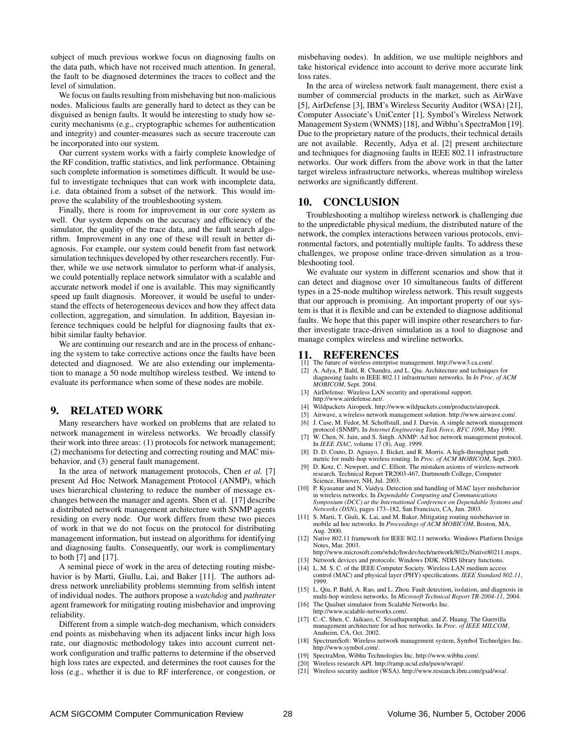subject of much previous workwe focus on diagnosing faults on the data path, which have not received much attention. In general, the fault to be diagnosed determines the traces to collect and the level of simulation.

We focus on faults resulting from misbehaving but non-malicious nodes. Malicious faults are generally hard to detect as they can be disguised as benign faults. It would be interesting to study how security mechanisms (e.g., cryptographic schemes for authentication and integrity) and counter-measures such as secure traceroute can be incorporated into our system.

Our current system works with a fairly complete knowledge of the RF condition, traffic statistics, and link performance. Obtaining such complete information is sometimes difficult. It would be useful to investigate techniques that can work with incomplete data, i.e. data obtained from a subset of the network. This would improve the scalability of the troubleshooting system.

Finally, there is room for improvement in our core system as well. Our system depends on the accuracy and efficiency of the simulator, the quality of the trace data, and the fault search algorithm. Improvement in any one of these will result in better diagnosis. For example, our system could benefit from fast network simulation techniques developed by other researchers recently. Further, while we use network simulator to perform what-if analysis, we could potentially replace network simulator with a scalable and accurate network model if one is available. This may significantly speed up fault diagnosis. Moreover, it would be useful to understand the effects of heterogeneous devices and how they affect data collection, aggregation, and simulation. In addition, Bayesian inference techniques could be helpful for diagnosing faults that exhibit similar faulty behavior.

We are continuing our research and are in the process of enhancing the system to take corrective actions once the faults have been detected and diagnosed. We are also extending our implementation to manage a 50 node multihop wireless testbed. We intend to evaluate its performance when some of these nodes are mobile.

## 9. RELATED WORK

Many researchers have worked on problems that are related to network management in wireless networks. We broadly classify their work into three areas: (1) protocols for network management; (2) mechanisms for detecting and correcting routing and MAC misbehavior, and (3) general fault management.

In the area of network management protocols, Chen *et al.* [7] present Ad Hoc Network Management Protocol (ANMP), which uses hierarchical clustering to reduce the number of message exchanges between the manager and agents. Shen et al. [17] describe a distributed network management architecture with SNMP agents residing on every node. Our work differs from these two pieces of work in that we do not focus on the protocol for distributing management information, but instead on algorithms for identifying and diagnosing faults. Consequently, our work is complimentary to both [7] and [17].

A seminal piece of work in the area of detecting routing misbehavior is by Marti, Giullu, Lai, and Baker [11]. The authors address network unreliability problems stemming from selfish intent of individual nodes. The authors propose a *watchdog* and *pathrater* agent framework for mitigating routing misbehavior and improving reliability.

Different from a simple watch-dog mechanism, which considers end points as misbehaving when its adjacent links incur high loss rate, our diagnostic methodology takes into account current network configuration and traffic patterns to determine if the observed high loss rates are expected, and determines the root causes for the loss (e.g., whether it is due to RF interference, or congestion, or misbehaving nodes). In addition, we use multiple neighbors and take historical evidence into account to derive more accurate link loss rates.

In the area of wireless network fault management, there exist a number of commercial products in the market, such as AirWave [5], AirDefense [3], IBM's Wireless Security Auditor (WSA) [21], Computer Associate's UniCenter [1], Symbol's Wireless Network Management System (WNMS) [18], and Wibhu's SpectraMon [19]. Due to the proprietary nature of the products, their technical details are not available. Recently, Adya et al. [2] present architecture and techniques for diagnosing faults in IEEE 802.11 infrastructure networks. Our work differs from the above work in that the latter target wireless infrastructure networks, whereas multihop wireless networks are significantly different.

## 10. CONCLUSION

Troubleshooting a multihop wireless network is challenging due to the unpredictable physical medium, the distributed nature of the network, the complex interactions between various protocols, environmental factors, and potentially multiple faults. To address these challenges, we propose online trace-driven simulation as a troubleshooting tool.

We evaluate our system in different scenarios and show that it can detect and diagnose over 10 simultaneous faults of different types in a 25-node multihop wireless network. This result suggests that our approach is promising. An important property of our system is that it is flexible and can be extended to diagnose additional faults. We hope that this paper will inspire other researchers to further investigate trace-driven simulation as a tool to diagnose and manage complex wireless and wireline networks.

## 11. REFERENCES

[1] The future of wireless enterprise management. http://www3.ca.com/.

[2] A. Adya, P. Bahl, R. Chandra, and L. Qiu. Architecture and techniques for diagnosing faults in IEEE 802.11 infrastructure networks. In *In Proc. of ACM MOBICOM*, Sept. 2004.

[3] AirDefense: Wireless LAN security and operational support. http://www.airdefense.net/.

[4] Wildpackets Airopeek. http://www.wildpackets.com/products/airopeek.

[5] Airwave, a wireless network management solution. http://www.airwave.com/.

[6] J. Case, M. Fedor, M. Schoffstall, and J. Darvin. A simple network management protocol (SNMP). In *Internet Engineering Task Force, RFC 1098*, May 1990.

[7] W. Chen, N. Jain, and S. Singh. ANMP: Ad hoc network management protocol. In *IEEE JSAC*, volume 17 (8), Aug. 1999.

[8] D. D. Couto, D. Aguayo, J. Bicket, and R. Morris. A high-throughput path metric for multi-hop wireless routing. In *Proc. of ACM MOBICOM*, Sept. 2003.

[9] D. Kotz, C. Newport, and C. Elliott. The mistaken axioms of wireless-network research. Technical Report TR2003-467, Dartmouth College, Computer Science, Hanover, NH, Jul. 2003.

[10] P. Kyasanur and N. Vaidya. Detection and handling of MAC layer misbehavior in wireless networks. In *Dependable Computing and Communications Symposium (DCC) at the International Conference on Dependable Systems and Networks (DSN)*, pages 173–182, San Francisco, CA, Jun. 2003.

[11] S. Marti, T. Giuli, K. Lai, and M. Baker. Mitigating routing misbehavior in mobile ad hoc networks. In *Proceedings of ACM MOBICOM*, Boston, MA, Aug. 2000.

[12] Native 802.11 framework for IEEE 802.11 networks. Windows Platform Design Notes, Mar. 2003. http://www.microsoft.com/whdc/hwdev/tech/network/802x/Native80211.mspx.

[13] Network devices and protocols: Windows DDK. NDIS library functions.

[14] L. M. S. C. of the IEEE Computer Society. Wireless LAN medium access control (MAC) and physical layer (PHY) specifications. *IEEE Standard 802.11*, 1999.

[15] L. Qiu, P. Bahl, A. Rao, and L. Zhou. Fault detection, isolation, and diagnosis in multi-hop wireless networks. In *Microsoft Technical Report TR-2004-11*, 2004.

[16] The Qualnet simulator from Scalable Networks Inc. http://www.scalable-networks.com/.

[17] C.-C. Shen, C. Jaikaeo, C. Srisathapornphat, and Z. Huang. The Guerrilla management architecture for ad hoc networks. In *Proc. of IEEE MILCOM*, Anaheim, CA, Oct. 2002.

[18] SpectrumSoft: Wireless network management system, Symbol Technolgies Inc. http://www.symbol.com/.

[19] SpectraMon, Wibhu Technologies Inc. http://www.wibhu.com/.

[20] Wireless research API. http://ramp.ucsd.edu/pawn/wrapi/.

[21] Wireless security auditor (WSA). http://www.research.ibm.com/gsal/wsa/.